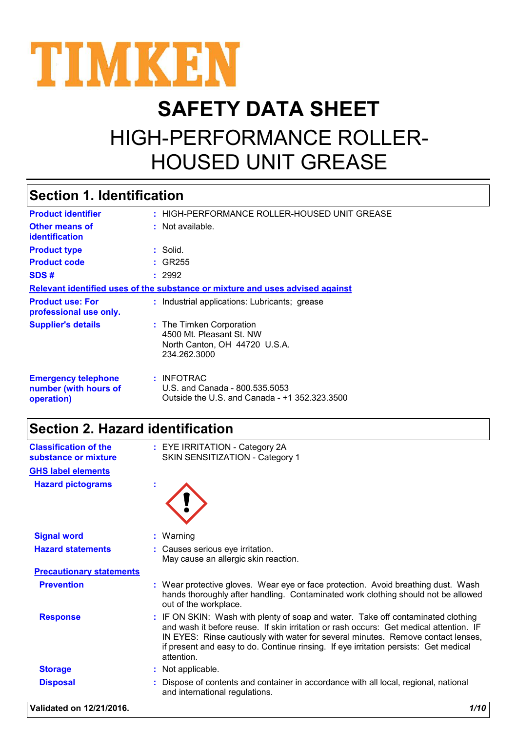TIMKEN

# SAFETY DATA SHEET

# HIGH-PERFORMANCE ROLLER-HOUSED UNIT GREASE

## Section 1. Identification

**Product identifier** : HIGH-PERFORMANCE ROLLER-HOUSED UNIT GREASE

**Other means of identification** : Not available.

**Product type** : Solid.

**Product code** : GR255

**SDS #** : 2992

**Relevant identified uses of the substance or mixture and uses advised against**

**Product use: For professional use only.** : Industrial applications: Lubricants; grease

**Supplier's details** : The Timken Corporation
4500 Mt. Pleasant St. NW
North Canton, OH 44720 U.S.A.
234.262.3000

**Emergency telephone number (with hours of operation)** : INFOTRAC
U.S. and Canada - 800.535.5053
Outside the U.S. and Canada - +1 352.323.3500

## Section 2. Hazard identification

**Classification of the substance or mixture** : EYE IRRITATION - Category 2A
SKIN SENSITIZATION - Category 1

**GHS label elements**

**Hazard pictograms** :

**Signal word** : Warning

**Hazard statements** : Causes serious eye irritation.
May cause an allergic skin reaction.

**Precautionary statements**

**Prevention** : Wear protective gloves. Wear eye or face protection. Avoid breathing dust. Wash hands thoroughly after handling. Contaminated work clothing should not be allowed out of the workplace.

**Response** : IF ON SKIN: Wash with plenty of soap and water. Take off contaminated clothing and wash it before reuse. If skin irritation or rash occurs: Get medical attention. IF IN EYES: Rinse cautiously with water for several minutes. Remove contact lenses, if present and easy to do. Continue rinsing. If eye irritation persists: Get medical attention.

**Storage** : Not applicable.

**Disposal** : Dispose of contents and container in accordance with all local, regional, national and international regulations.

Validated on 12/21/2016.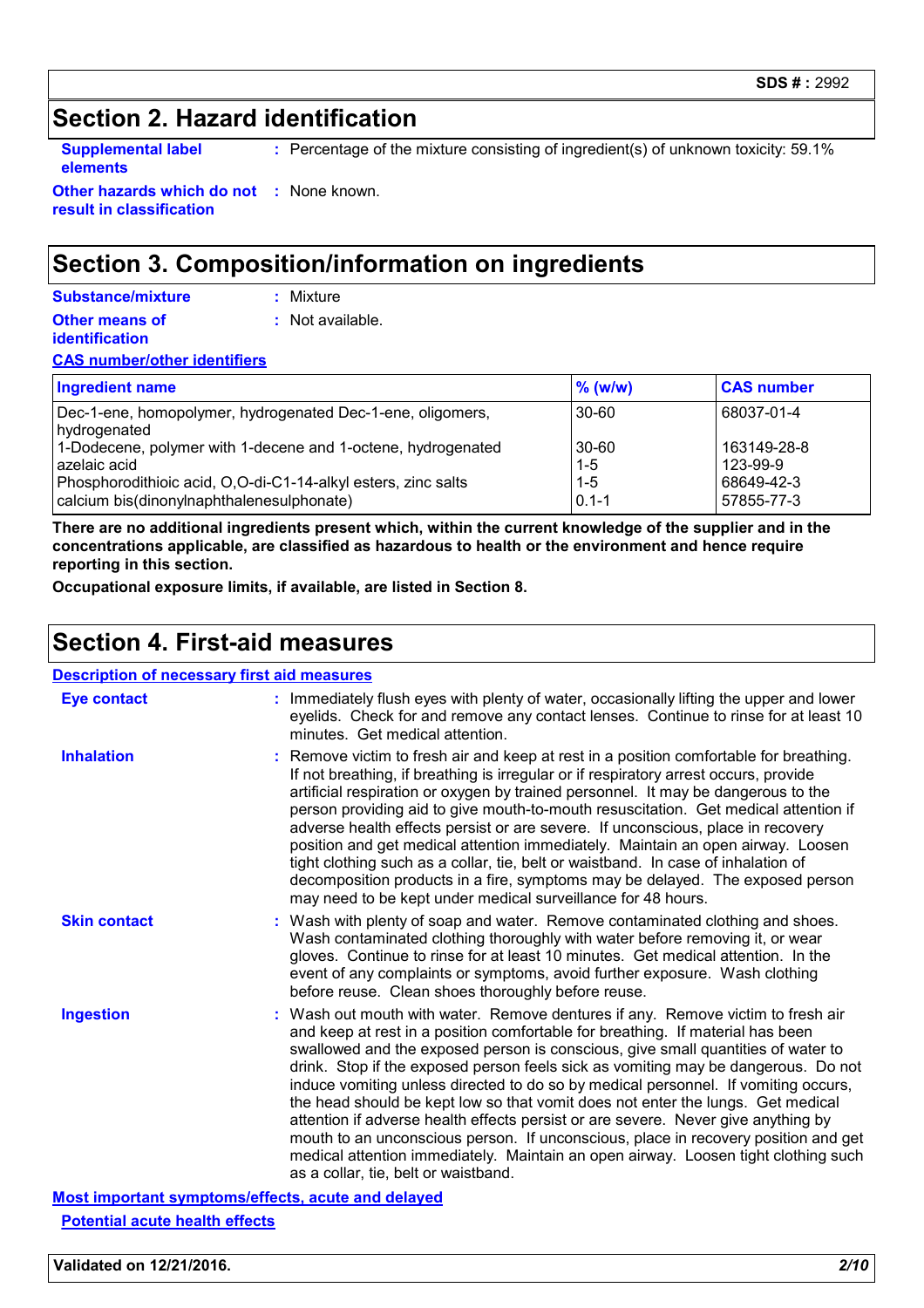## Section 2. Hazard identification

**Supplemental label elements** : Percentage of the mixture consisting of ingredient(s) of unknown toxicity: 59.1%

**Other hazards which do not result in classification** : None known.

## Section 3. Composition/information on ingredients

**Substance/mixture** : Mixture

**Other means of identification** : Not available.

**CAS number/other identifiers**

| Ingredient name | % (w/w) | CAS number |
|---|---|---|
| Dec-1-ene, homopolymer, hydrogenated Dec-1-ene, oligomers, hydrogenated | 30-60 | 68037-01-4 |
| 1-Dodecene, polymer with 1-decene and 1-octene, hydrogenated | 30-60 | 163149-28-8 |
| azelaic acid | 1-5 | 123-99-9 |
| Phosphorodithioic acid, O,O-di-C1-14-alkyl esters, zinc salts | 1-5 | 68649-42-3 |
| calcium bis(dinonylnaphthalenesulphonate) | 0.1-1 | 57855-77-3 |

**There are no additional ingredients present which, within the current knowledge of the supplier and in the concentrations applicable, are classified as hazardous to health or the environment and hence require reporting in this section.**

**Occupational exposure limits, if available, are listed in Section 8.**

## Section 4. First-aid measures

**Description of necessary first aid measures**

**Eye contact** : Immediately flush eyes with plenty of water, occasionally lifting the upper and lower eyelids. Check for and remove any contact lenses. Continue to rinse for at least 10 minutes. Get medical attention.

**Inhalation** : Remove victim to fresh air and keep at rest in a position comfortable for breathing. If not breathing, if breathing is irregular or if respiratory arrest occurs, provide artificial respiration or oxygen by trained personnel. It may be dangerous to the person providing aid to give mouth-to-mouth resuscitation. Get medical attention if adverse health effects persist or are severe. If unconscious, place in recovery position and get medical attention immediately. Maintain an open airway. Loosen tight clothing such as a collar, tie, belt or waistband. In case of inhalation of decomposition products in a fire, symptoms may be delayed. The exposed person may need to be kept under medical surveillance for 48 hours.

**Skin contact** : Wash with plenty of soap and water. Remove contaminated clothing and shoes. Wash contaminated clothing thoroughly with water before removing it, or wear gloves. Continue to rinse for at least 10 minutes. Get medical attention. In the event of any complaints or symptoms, avoid further exposure. Wash clothing before reuse. Clean shoes thoroughly before reuse.

**Ingestion** : Wash out mouth with water. Remove dentures if any. Remove victim to fresh air and keep at rest in a position comfortable for breathing. If material has been swallowed and the exposed person is conscious, give small quantities of water to drink. Stop if the exposed person feels sick as vomiting may be dangerous. Do not induce vomiting unless directed to do so by medical personnel. If vomiting occurs, the head should be kept low so that vomit does not enter the lungs. Get medical attention if adverse health effects persist or are severe. Never give anything by mouth to an unconscious person. If unconscious, place in recovery position and get medical attention immediately. Maintain an open airway. Loosen tight clothing such as a collar, tie, belt or waistband.

**Most important symptoms/effects, acute and delayed**

**Potential acute health effects**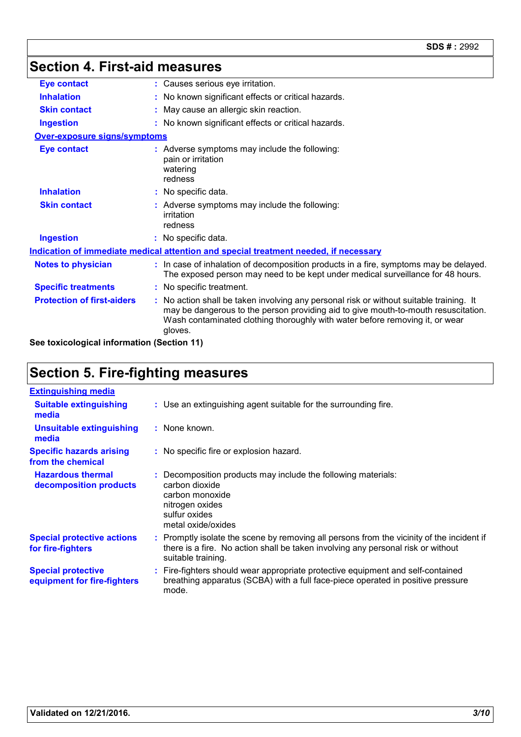## Section 4. First-aid measures

**Eye contact** : Causes serious eye irritation.

**Inhalation** : No known significant effects or critical hazards.

**Skin contact** : May cause an allergic skin reaction.

**Ingestion** : No known significant effects or critical hazards.

**Over-exposure signs/symptoms**

**Eye contact** : Adverse symptoms may include the following:
pain or irritation
watering
redness

**Inhalation** : No specific data.

**Skin contact** : Adverse symptoms may include the following:
irritation
redness

**Ingestion** : No specific data.

**Indication of immediate medical attention and special treatment needed, if necessary**

**Notes to physician** : In case of inhalation of decomposition products in a fire, symptoms may be delayed. The exposed person may need to be kept under medical surveillance for 48 hours.

**Specific treatments** : No specific treatment.

**Protection of first-aiders** : No action shall be taken involving any personal risk or without suitable training. It may be dangerous to the person providing aid to give mouth-to-mouth resuscitation. Wash contaminated clothing thoroughly with water before removing it, or wear gloves.

**See toxicological information (Section 11)**

## Section 5. Fire-fighting measures

**Extinguishing media**

**Suitable extinguishing media** : Use an extinguishing agent suitable for the surrounding fire.

**Unsuitable extinguishing media** : None known.

**Specific hazards arising from the chemical** : No specific fire or explosion hazard.

**Hazardous thermal decomposition products** : Decomposition products may include the following materials:
carbon dioxide
carbon monoxide
nitrogen oxides
sulfur oxides
metal oxide/oxides

**Special protective actions for fire-fighters** : Promptly isolate the scene by removing all persons from the vicinity of the incident if there is a fire. No action shall be taken involving any personal risk or without suitable training.

**Special protective equipment for fire-fighters** : Fire-fighters should wear appropriate protective equipment and self-contained breathing apparatus (SCBA) with a full face-piece operated in positive pressure mode.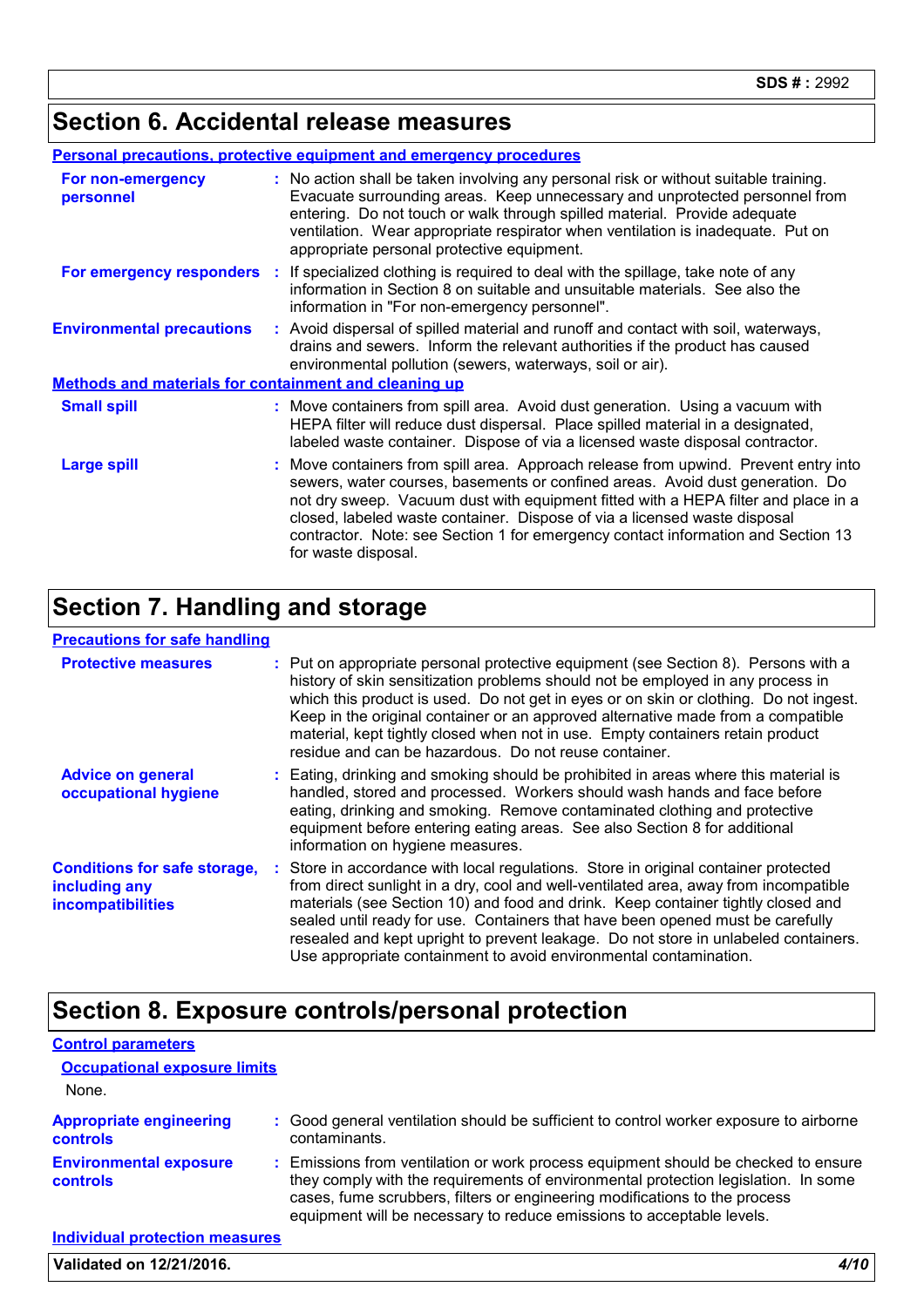## Section 6. Accidental release measures

### Personal precautions, protective equipment and emergency procedures

**For non-emergency personnel** : No action shall be taken involving any personal risk or without suitable training. Evacuate surrounding areas. Keep unnecessary and unprotected personnel from entering. Do not touch or walk through spilled material. Provide adequate ventilation. Wear appropriate respirator when ventilation is inadequate. Put on appropriate personal protective equipment.

**For emergency responders** : If specialized clothing is required to deal with the spillage, take note of any information in Section 8 on suitable and unsuitable materials. See also the information in "For non-emergency personnel".

**Environmental precautions** : Avoid dispersal of spilled material and runoff and contact with soil, waterways, drains and sewers. Inform the relevant authorities if the product has caused environmental pollution (sewers, waterways, soil or air).

### Methods and materials for containment and cleaning up

**Small spill** : Move containers from spill area. Avoid dust generation. Using a vacuum with HEPA filter will reduce dust dispersal. Place spilled material in a designated, labeled waste container. Dispose of via a licensed waste disposal contractor.

**Large spill** : Move containers from spill area. Approach release from upwind. Prevent entry into sewers, water courses, basements or confined areas. Avoid dust generation. Do not dry sweep. Vacuum dust with equipment fitted with a HEPA filter and place in a closed, labeled waste container. Dispose of via a licensed waste disposal contractor. Note: see Section 1 for emergency contact information and Section 13 for waste disposal.

## Section 7. Handling and storage

### Precautions for safe handling

**Protective measures** : Put on appropriate personal protective equipment (see Section 8). Persons with a history of skin sensitization problems should not be employed in any process in which this product is used. Do not get in eyes or on skin or clothing. Do not ingest. Keep in the original container or an approved alternative made from a compatible material, kept tightly closed when not in use. Empty containers retain product residue and can be hazardous. Do not reuse container.

**Advice on general occupational hygiene** : Eating, drinking and smoking should be prohibited in areas where this material is handled, stored and processed. Workers should wash hands and face before eating, drinking and smoking. Remove contaminated clothing and protective equipment before entering eating areas. See also Section 8 for additional information on hygiene measures.

**Conditions for safe storage, including any incompatibilities** : Store in accordance with local regulations. Store in original container protected from direct sunlight in a dry, cool and well-ventilated area, away from incompatible materials (see Section 10) and food and drink. Keep container tightly closed and sealed until ready for use. Containers that have been opened must be carefully resealed and kept upright to prevent leakage. Do not store in unlabeled containers. Use appropriate containment to avoid environmental contamination.

## Section 8. Exposure controls/personal protection

### Control parameters

#### Occupational exposure limits

None.

**Appropriate engineering controls** : Good general ventilation should be sufficient to control worker exposure to airborne contaminants.

**Environmental exposure controls** : Emissions from ventilation or work process equipment should be checked to ensure they comply with the requirements of environmental protection legislation. In some cases, fume scrubbers, filters or engineering modifications to the process equipment will be necessary to reduce emissions to acceptable levels.

### Individual protection measures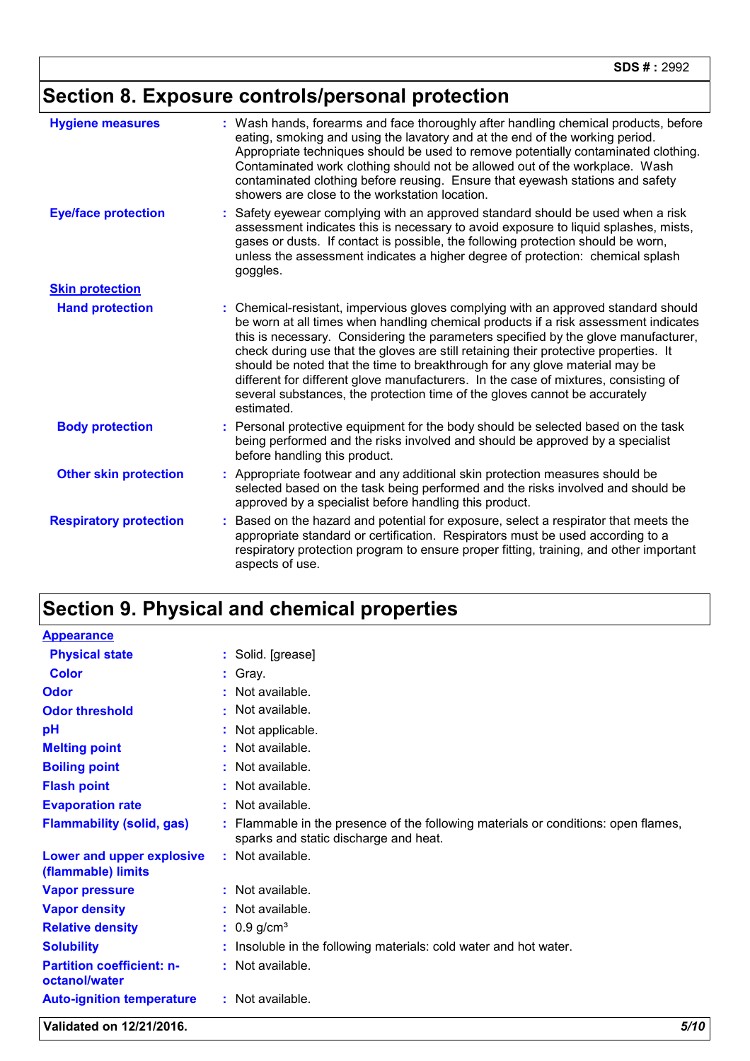## Section 8. Exposure controls/personal protection

| | |
|---|---|
| **Hygiene measures** | : Wash hands, forearms and face thoroughly after handling chemical products, before eating, smoking and using the lavatory and at the end of the working period. Appropriate techniques should be used to remove potentially contaminated clothing. Contaminated work clothing should not be allowed out of the workplace. Wash contaminated clothing before reusing. Ensure that eyewash stations and safety showers are close to the workstation location. |
| **Eye/face protection** | : Safety eyewear complying with an approved standard should be used when a risk assessment indicates this is necessary to avoid exposure to liquid splashes, mists, gases or dusts. If contact is possible, the following protection should be worn, unless the assessment indicates a higher degree of protection: chemical splash goggles. |
| **Skin protection** | |
| **Hand protection** | : Chemical-resistant, impervious gloves complying with an approved standard should be worn at all times when handling chemical products if a risk assessment indicates this is necessary. Considering the parameters specified by the glove manufacturer, check during use that the gloves are still retaining their protective properties. It should be noted that the time to breakthrough for any glove material may be different for different glove manufacturers. In the case of mixtures, consisting of several substances, the protection time of the gloves cannot be accurately estimated. |
| **Body protection** | : Personal protective equipment for the body should be selected based on the task being performed and the risks involved and should be approved by a specialist before handling this product. |
| **Other skin protection** | : Appropriate footwear and any additional skin protection measures should be selected based on the task being performed and the risks involved and should be approved by a specialist before handling this product. |
| **Respiratory protection** | : Based on the hazard and potential for exposure, select a respirator that meets the appropriate standard or certification. Respirators must be used according to a respiratory protection program to ensure proper fitting, training, and other important aspects of use. |

## Section 9. Physical and chemical properties

| | |
|---|---|
| **Appearance** | |
| **Physical state** | : Solid. [grease] |
| **Color** | : Gray. |
| **Odor** | : Not available. |
| **Odor threshold** | : Not available. |
| **pH** | : Not applicable. |
| **Melting point** | : Not available. |
| **Boiling point** | : Not available. |
| **Flash point** | : Not available. |
| **Evaporation rate** | : Not available. |
| **Flammability (solid, gas)** | : Flammable in the presence of the following materials or conditions: open flames, sparks and static discharge and heat. |
| **Lower and upper explosive (flammable) limits** | : Not available. |
| **Vapor pressure** | : Not available. |
| **Vapor density** | : Not available. |
| **Relative density** | : 0.9 g/cm³ |
| **Solubility** | : Insoluble in the following materials: cold water and hot water. |
| **Partition coefficient: n-octanol/water** | : Not available. |
| **Auto-ignition temperature** | : Not available. |

**Validated on 12/21/2016.**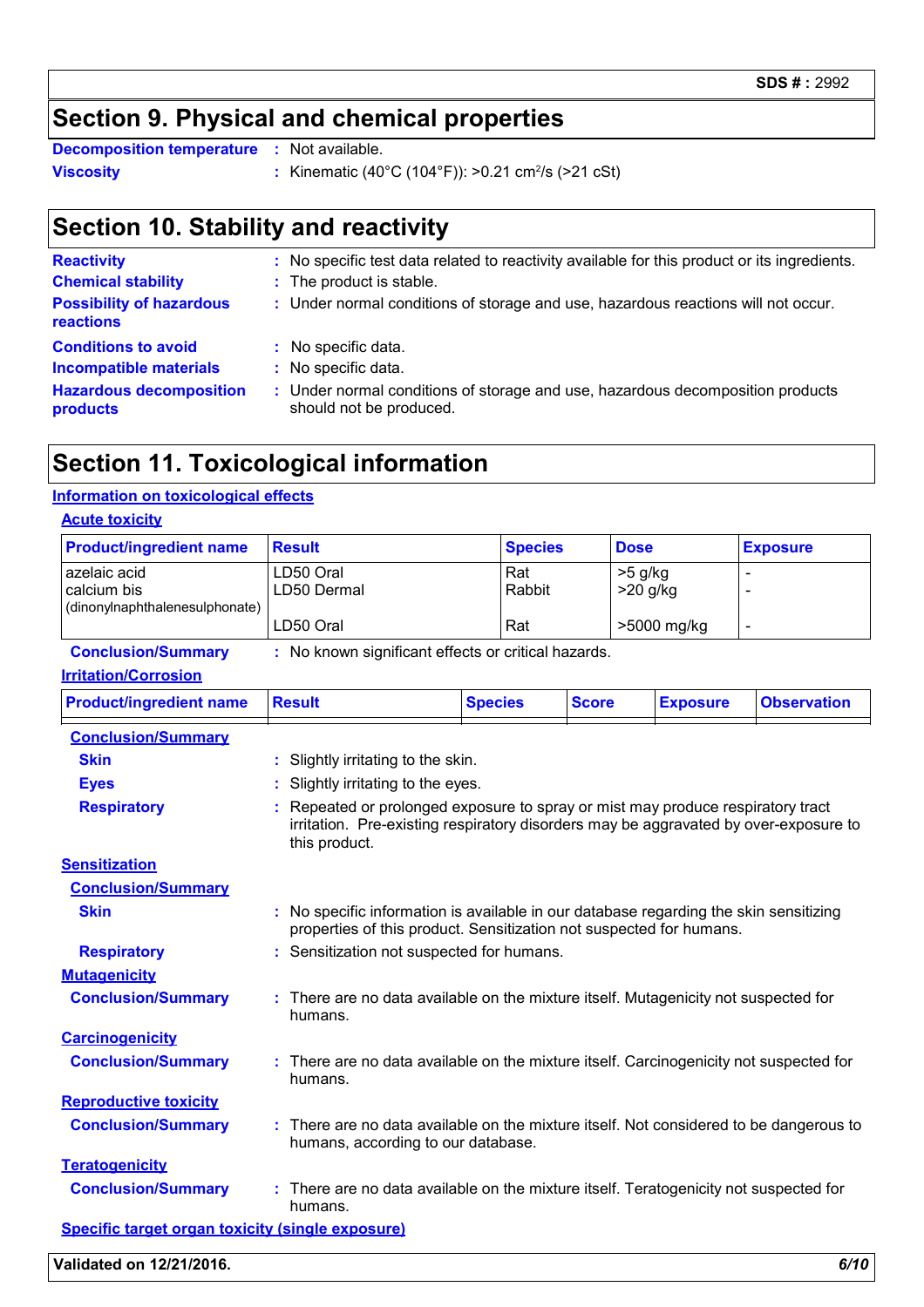## Section 9. Physical and chemical properties

**Decomposition temperature** : Not available.

**Viscosity** : Kinematic (40°C (104°F)): >0.21 $cm^2/s$ (>21 cSt)

## Section 10. Stability and reactivity

**Reactivity** : No specific test data related to reactivity available for this product or its ingredients.

**Chemical stability** : The product is stable.

**Possibility of hazardous reactions** : Under normal conditions of storage and use, hazardous reactions will not occur.

**Conditions to avoid** : No specific data.

**Incompatible materials** : No specific data.

**Hazardous decomposition products** : Under normal conditions of storage and use, hazardous decomposition products should not be produced.

## Section 11. Toxicological information

### Information on toxicological effects

#### Acute toxicity

| Product/ingredient name | Result | Species | Dose | Exposure |
|---|---|---|---|---|
| azelaic acid | LD50 Oral | Rat | >5 g/kg | - |
| | LD50 Dermal | Rabbit | >20 g/kg | - |
| calcium bis (dinonylnaphthalenesulphonate) | LD50 Oral | Rat | >5000 mg/kg | - |

**Conclusion/Summary** : No known significant effects or critical hazards.

#### Irritation/Corrosion

| Product/ingredient name | Result | Species | Score | Exposure | Observation |
|---|---|---|---|---|---|

**Conclusion/Summary**

**Skin** : Slightly irritating to the skin.

**Eyes** : Slightly irritating to the eyes.

**Respiratory** : Repeated or prolonged exposure to spray or mist may produce respiratory tract irritation. Pre-existing respiratory disorders may be aggravated by over-exposure to this product.

#### Sensitization

**Conclusion/Summary**

**Skin** : No specific information is available in our database regarding the skin sensitizing properties of this product. Sensitization not suspected for humans.

**Respiratory** : Sensitization not suspected for humans.

#### Mutagenicity

**Conclusion/Summary** : There are no data available on the mixture itself. Mutagenicity not suspected for humans.

#### Carcinogenicity

**Conclusion/Summary** : There are no data available on the mixture itself. Carcinogenicity not suspected for humans.

#### Reproductive toxicity

**Conclusion/Summary** : There are no data available on the mixture itself. Not considered to be dangerous to humans, according to our database.

#### Teratogenicity

**Conclusion/Summary** : There are no data available on the mixture itself. Teratogenicity not suspected for humans.

#### Specific target organ toxicity (single exposure)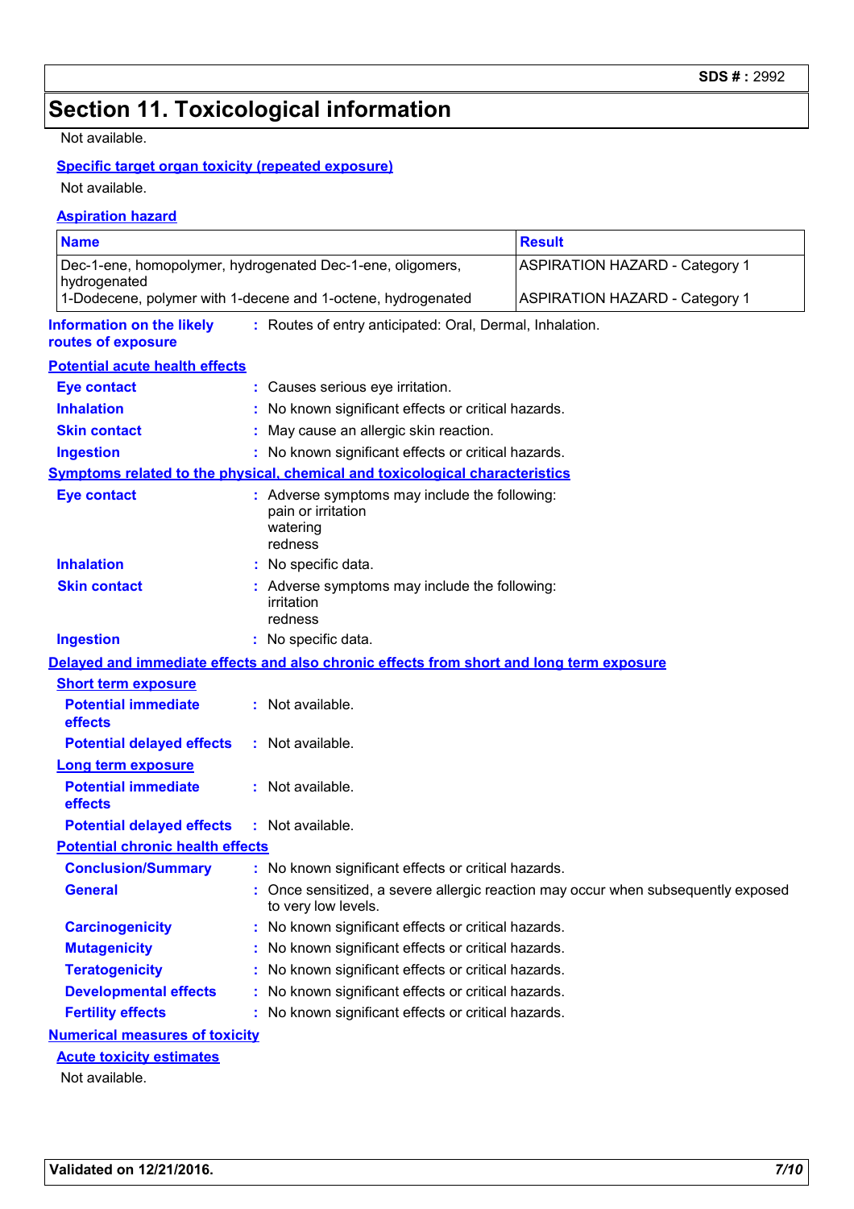## Section 11. Toxicological information

Not available.

**Specific target organ toxicity (repeated exposure)**

Not available.

**Aspiration hazard**

| Name | Result |
|---|---|
| Dec-1-ene, homopolymer, hydrogenated Dec-1-ene, oligomers, hydrogenated | ASPIRATION HAZARD - Category 1 |
| 1-Dodecene, polymer with 1-decene and 1-octene, hydrogenated | ASPIRATION HAZARD - Category 1 |

**Information on the likely routes of exposure** : Routes of entry anticipated: Oral, Dermal, Inhalation.

**Potential acute health effects**

**Eye contact** : Causes serious eye irritation.

**Inhalation** : No known significant effects or critical hazards.

**Skin contact** : May cause an allergic skin reaction.

**Ingestion** : No known significant effects or critical hazards.

**Symptoms related to the physical, chemical and toxicological characteristics**

**Eye contact** : Adverse symptoms may include the following:
pain or irritation
watering
redness

**Inhalation** : No specific data.

**Skin contact** : Adverse symptoms may include the following:
irritation
redness

**Ingestion** : No specific data.

**Delayed and immediate effects and also chronic effects from short and long term exposure**

**Short term exposure**

**Potential immediate effects** : Not available.

**Potential delayed effects** : Not available.

**Long term exposure**

**Potential immediate effects** : Not available.

**Potential delayed effects** : Not available.

**Potential chronic health effects**

**Conclusion/Summary** : No known significant effects or critical hazards.

**General** : Once sensitized, a severe allergic reaction may occur when subsequently exposed to very low levels.

**Carcinogenicity** : No known significant effects or critical hazards.

**Mutagenicity** : No known significant effects or critical hazards.

**Teratogenicity** : No known significant effects or critical hazards.

**Developmental effects** : No known significant effects or critical hazards.

**Fertility effects** : No known significant effects or critical hazards.

**Numerical measures of toxicity**

**Acute toxicity estimates**

Not available.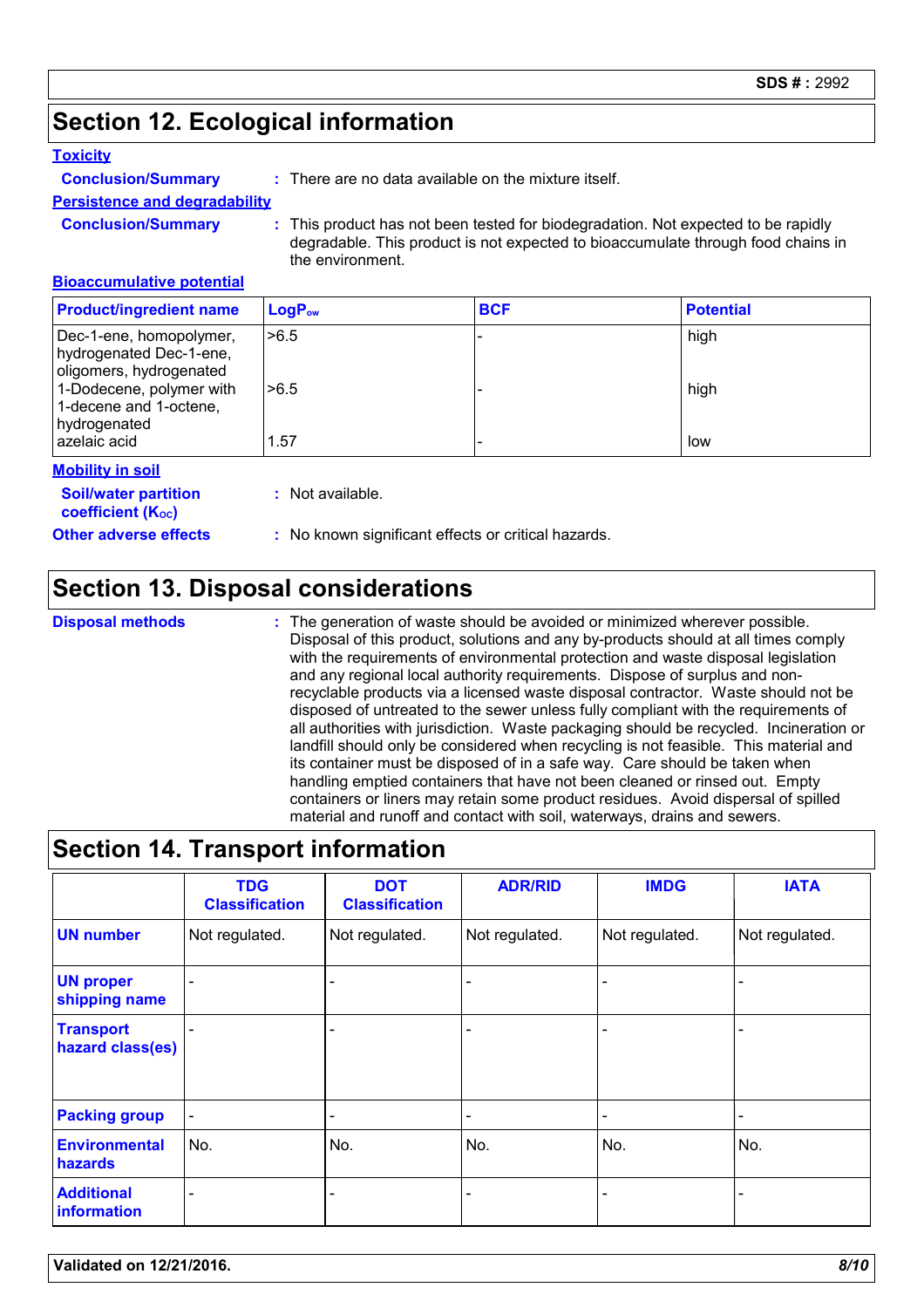## Section 12. Ecological information

### Toxicity

**Conclusion/Summary** : There are no data available on the mixture itself.

### Persistence and degradability

**Conclusion/Summary** : This product has not been tested for biodegradation. Not expected to be rapidly degradable. This product is not expected to bioaccumulate through food chains in the environment.

### Bioaccumulative potential

| Product/ingredient name | $LogP_{ow}$ | BCF | Potential |
|---|---|---|---|
| Dec-1-ene, homopolymer, hydrogenated Dec-1-ene, oligomers, hydrogenated | >6.5 | - | high |
| 1-Dodecene, polymer with 1-decene and 1-octene, hydrogenated | >6.5 | - | high |
| azelaic acid | 1.57 | - | low |

### Mobility in soil

**Soil/water partition coefficient ($K_{OC}$)** : Not available.

**Other adverse effects** : No known significant effects or critical hazards.

## Section 13. Disposal considerations

**Disposal methods** : The generation of waste should be avoided or minimized wherever possible. Disposal of this product, solutions and any by-products should at all times comply with the requirements of environmental protection and waste disposal legislation and any regional local authority requirements. Dispose of surplus and non-recyclable products via a licensed waste disposal contractor. Waste should not be disposed of untreated to the sewer unless fully compliant with the requirements of all authorities with jurisdiction. Waste packaging should be recycled. Incineration or landfill should only be considered when recycling is not feasible. This material and its container must be disposed of in a safe way. Care should be taken when handling emptied containers that have not been cleaned or rinsed out. Empty containers or liners may retain some product residues. Avoid dispersal of spilled material and runoff and contact with soil, waterways, drains and sewers.

## Section 14. Transport information

| | TDG Classification | DOT Classification | ADR/RID | IMDG | IATA |
|---|---|---|---|---|---|
| **UN number** | Not regulated. | Not regulated. | Not regulated. | Not regulated. | Not regulated. |
| **UN proper shipping name** | - | - | - | - | - |
| **Transport hazard class(es)** | - | - | - | - | - |
| **Packing group** | - | - | - | - | - |
| **Environmental hazards** | No. | No. | No. | No. | No. |
| **Additional information** | - | - | - | - | - |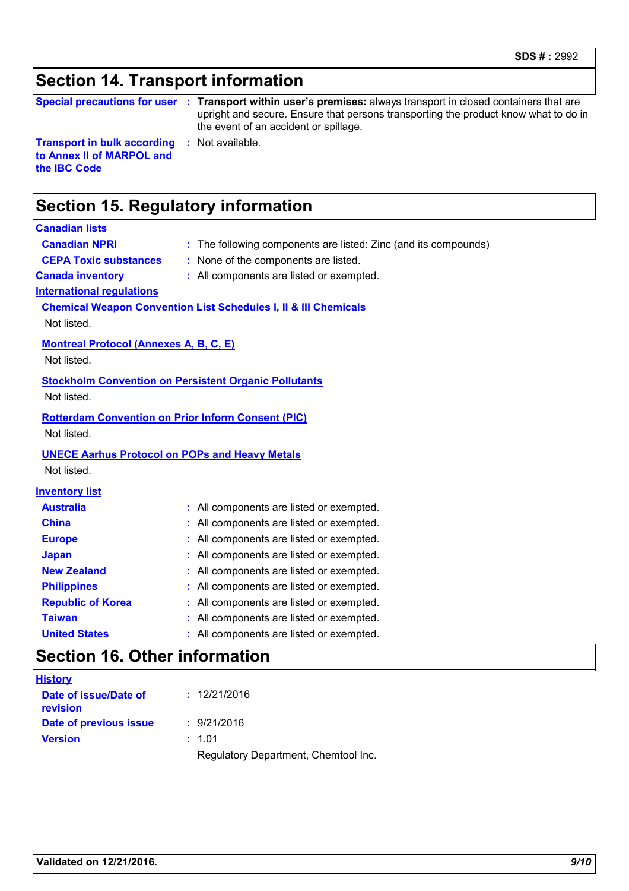## Section 14. Transport information

**Special precautions for user** : **Transport within user's premises:** always transport in closed containers that are upright and secure. Ensure that persons transporting the product know what to do in the event of an accident or spillage.

**Transport in bulk according to Annex II of MARPOL and the IBC Code** : Not available.

## Section 15. Regulatory information

**Canadian lists**

**Canadian NPRI** : The following components are listed: Zinc (and its compounds)

**CEPA Toxic substances** : None of the components are listed.

**Canada inventory** : All components are listed or exempted.

**International regulations**

**Chemical Weapon Convention List Schedules I, II & III Chemicals**

Not listed.

**Montreal Protocol (Annexes A, B, C, E)**

Not listed.

**Stockholm Convention on Persistent Organic Pollutants**

Not listed.

**Rotterdam Convention on Prior Inform Consent (PIC)**

Not listed.

**UNECE Aarhus Protocol on POPs and Heavy Metals**

Not listed.

**Inventory list**

**Australia** : All components are listed or exempted.

**China** : All components are listed or exempted.

**Europe** : All components are listed or exempted.

**Japan** : All components are listed or exempted.

**New Zealand** : All components are listed or exempted.

**Philippines** : All components are listed or exempted.

**Republic of Korea** : All components are listed or exempted.

**Taiwan** : All components are listed or exempted.

**United States** : All components are listed or exempted.

## Section 16. Other information

**History**

**Date of issue/Date of revision** : 12/21/2016

**Date of previous issue** : 9/21/2016

**Version** : 1.01

Regulatory Department, Chemtool Inc.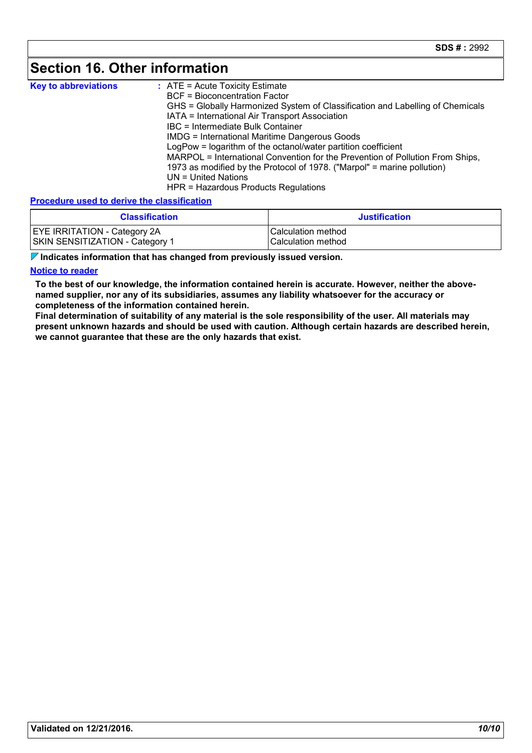## Section 16. Other information

**Key to abbreviations** : ATE = Acute Toxicity Estimate
BCF = Bioconcentration Factor
GHS = Globally Harmonized System of Classification and Labelling of Chemicals
IATA = International Air Transport Association
IBC = Intermediate Bulk Container
IMDG = International Maritime Dangerous Goods
LogPow = logarithm of the octanol/water partition coefficient
MARPOL = International Convention for the Prevention of Pollution From Ships, 1973 as modified by the Protocol of 1978. ("Marpol" = marine pollution)
UN = United Nations
HPR = Hazardous Products Regulations

**Procedure used to derive the classification**

| Classification | Justification |
|---|---|
| EYE IRRITATION - Category 2A | Calculation method |
| SKIN SENSITIZATION - Category 1 | Calculation method |

**Indicates information that has changed from previously issued version.**

**Notice to reader**

**To the best of our knowledge, the information contained herein is accurate. However, neither the above-named supplier, nor any of its subsidiaries, assumes any liability whatsoever for the accuracy or completeness of the information contained herein.**
**Final determination of suitability of any material is the sole responsibility of the user. All materials may present unknown hazards and should be used with caution. Although certain hazards are described herein, we cannot guarantee that these are the only hazards that exist.**